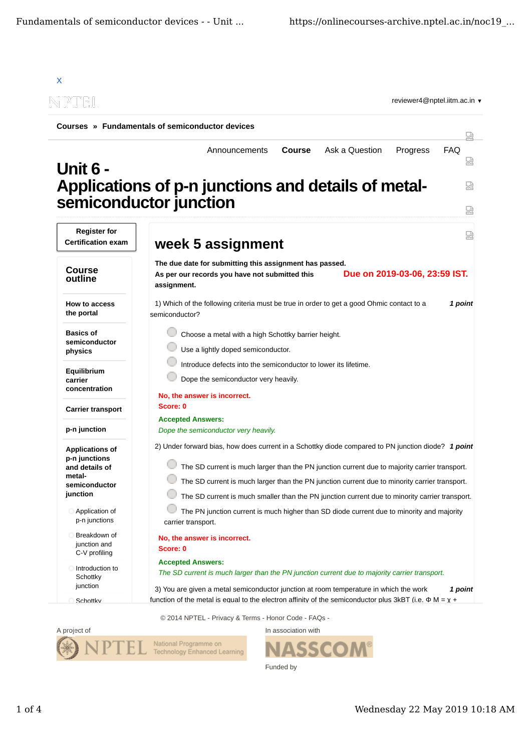X

reviewer4@nptel.iitm.ac.in ▾

**Courses » Fundamentals of semiconductor devices**

Announcements **Course** Ask a Question Progress FAQ

# Unit 6 - Applications of p-n junctions and details of metal-semiconductor junction

**Register for Certification exam**

**Course outline**

**How to access the portal**

**Basics of semiconductor physics**

**Equilibrium carrier concentration**

**Carrier transport**

**p-n junction**

**Applications of p-n junctions and details of metal-semiconductor junction**

- Application of p-n junctions
- Breakdown of junction and C-V profiling
- Introduction to Schottky junction
- Schottky

## week 5 assignment

**The due date for submitting this assignment has passed.**
**As per our records you have not submitted this assignment.**

**Due on 2019-03-06, 23:59 IST.**

1) Which of the following criteria must be true in order to get a good Ohmic contact to a semiconductor? *1 point*

- Choose a metal with a high Schottky barrier height.
- Use a lightly doped semiconductor.
- Introduce defects into the semiconductor to lower its lifetime.
- Dope the semiconductor very heavily.

**No, the answer is incorrect.**
**Score: 0**

**Accepted Answers:**
*Dope the semiconductor very heavily.*

2) Under forward bias, how does current in a Schottky diode compared to PN junction diode? *1 point*

- The SD current is much larger than the PN junction current due to majority carrier transport.
- The SD current is much larger than the PN junction current due to minority carrier transport.
- The SD current is much smaller than the PN junction current due to minority carrier transport.
- The PN junction current is much higher than SD diode current due to minority and majority carrier transport.

**No, the answer is incorrect.**
**Score: 0**

**Accepted Answers:**
*The SD current is much larger than the PN junction current due to majority carrier transport.*

3) You are given a metal semiconductor junction at room temperature in which the work function of the metal is equal to the electron affinity of the semiconductor plus 3kBT (i.e. Φ M = χ + *1 point*

© 2014 NPTEL - Privacy & Terms - Honor Code - FAQs -

A project of

In association with

Funded by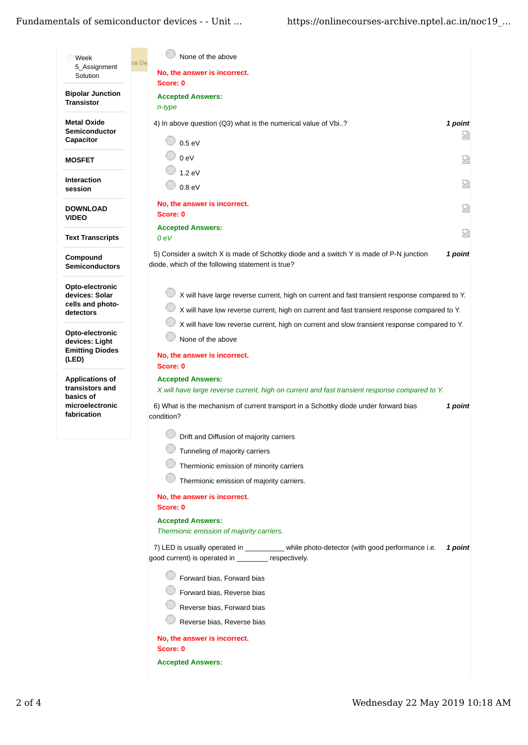- Week 5_Assignment Solution

**Bipolar Junction Transistor**

**Metal Oxide Semiconductor Capacitor**

**MOSFET**

**Interaction session**

**DOWNLOAD VIDEO**

**Text Transcripts**

**Compound Semiconductors**

**Opto-electronic devices: Solar cells and photo-detectors**

**Opto-electronic devices: Light Emitting Diodes (LED)**

**Applications of transistors and basics of microelectronic fabrication**

- None of the above

**No, the answer is incorrect.**
**Score: 0**

**Accepted Answers:**
*n-type*

4) In above question (Q3) what is the numerical value of Vbi..? **1 point**

- 0.5 eV
- 0 eV
- 1.2 eV
- 0.8 eV

**No, the answer is incorrect.**
**Score: 0**

**Accepted Answers:**
*0 eV*

5) Consider a switch X is made of Schottky diode and a switch Y is made of P-N junction diode, which of the following statement is true? **1 point**

- X will have large reverse current, high on current and fast transient response compared to Y.
- X will have low reverse current, high on current and fast transient response compared to Y.
- X will have low reverse current, high on current and slow transient response compared to Y.
- None of the above

**No, the answer is incorrect.**
**Score: 0**

**Accepted Answers:**
*X will have large reverse current, high on current and fast transient response compared to Y.*

6) What is the mechanism of current transport in a Schottky diode under forward bias condition? **1 point**

- Drift and Diffusion of majority carriers
- Tunneling of majority carriers
- Thermionic emission of minority carriers
- Thermionic emission of majority carriers.

**No, the answer is incorrect.**
**Score: 0**

**Accepted Answers:**
*Thermionic emission of majority carriers.*

7) LED is usually operated in __________ while photo-detector (with good performance i.e. good current) is operated in ________ respectively. **1 point**

- Forward bias, Forward bias
- Forward bias, Reverse bias
- Reverse bias, Forward bias
- Reverse bias, Reverse bias

**No, the answer is incorrect.**
**Score: 0**

**Accepted Answers:**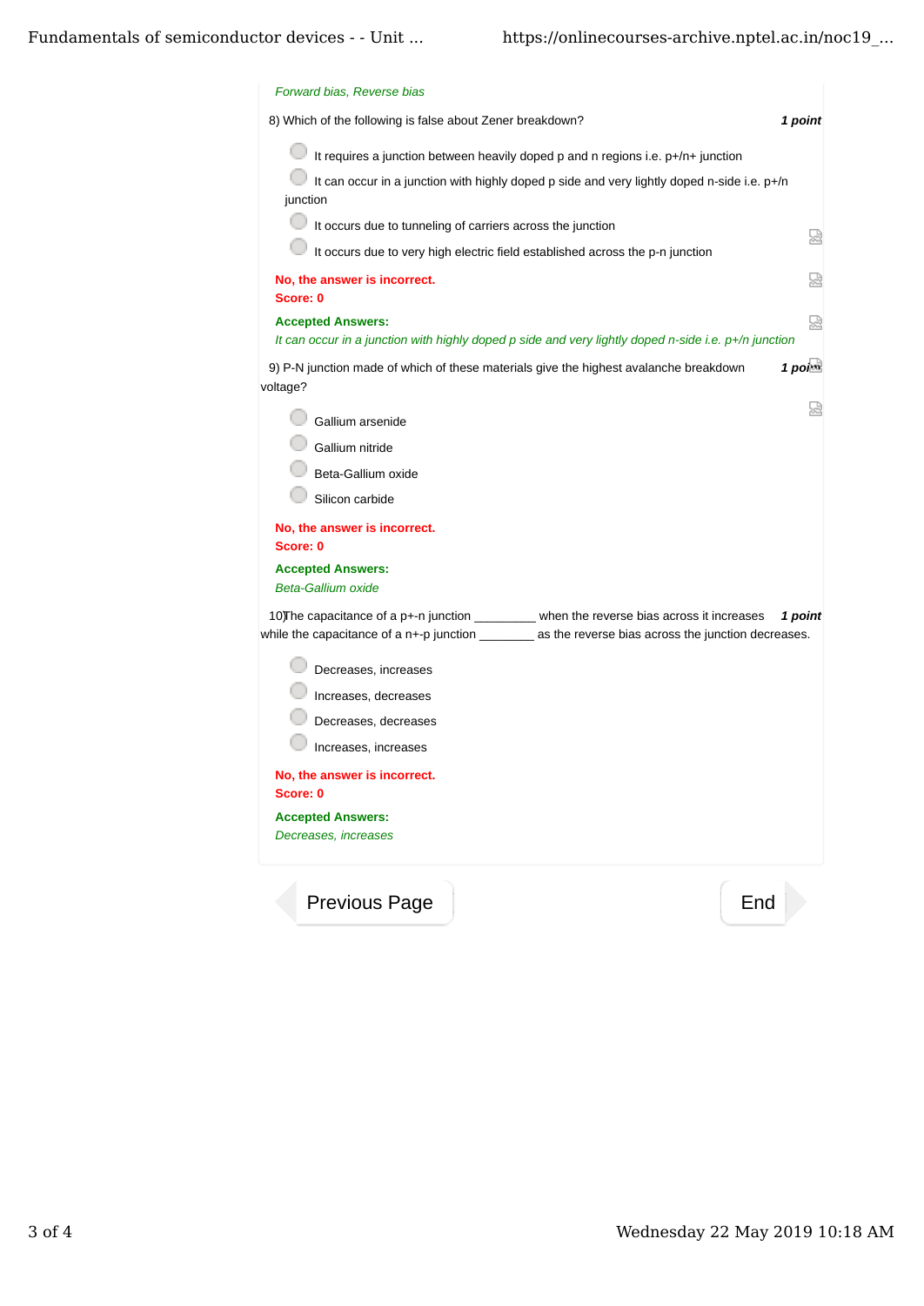*Forward bias, Reverse bias*

8) Which of the following is false about Zener breakdown? **1 point**

- It requires a junction between heavily doped p and n regions i.e. p+/n+ junction
- It can occur in a junction with highly doped p side and very lightly doped n-side i.e. p+/n junction
- It occurs due to tunneling of carriers across the junction
- It occurs due to very high electric field established across the p-n junction

**No, the answer is incorrect.**
**Score: 0**

**Accepted Answers:**
*It can occur in a junction with highly doped p side and very lightly doped n-side i.e. p+/n junction*

9) P-N junction made of which of these materials give the highest avalanche breakdown voltage? **1 point**

- Gallium arsenide
- Gallium nitride
- Beta-Gallium oxide
- Silicon carbide

**No, the answer is incorrect.**
**Score: 0**

**Accepted Answers:**
*Beta-Gallium oxide*

10)The capacitance of a p+-n junction _________ when the reverse bias across it increases while the capacitance of a n+-p junction ________ as the reverse bias across the junction decreases. **1 point**

- Decreases, increases
- Increases, decreases
- Decreases, decreases
- Increases, increases

**No, the answer is incorrect.**
**Score: 0**

**Accepted Answers:**
*Decreases, increases*

Previous Page | End